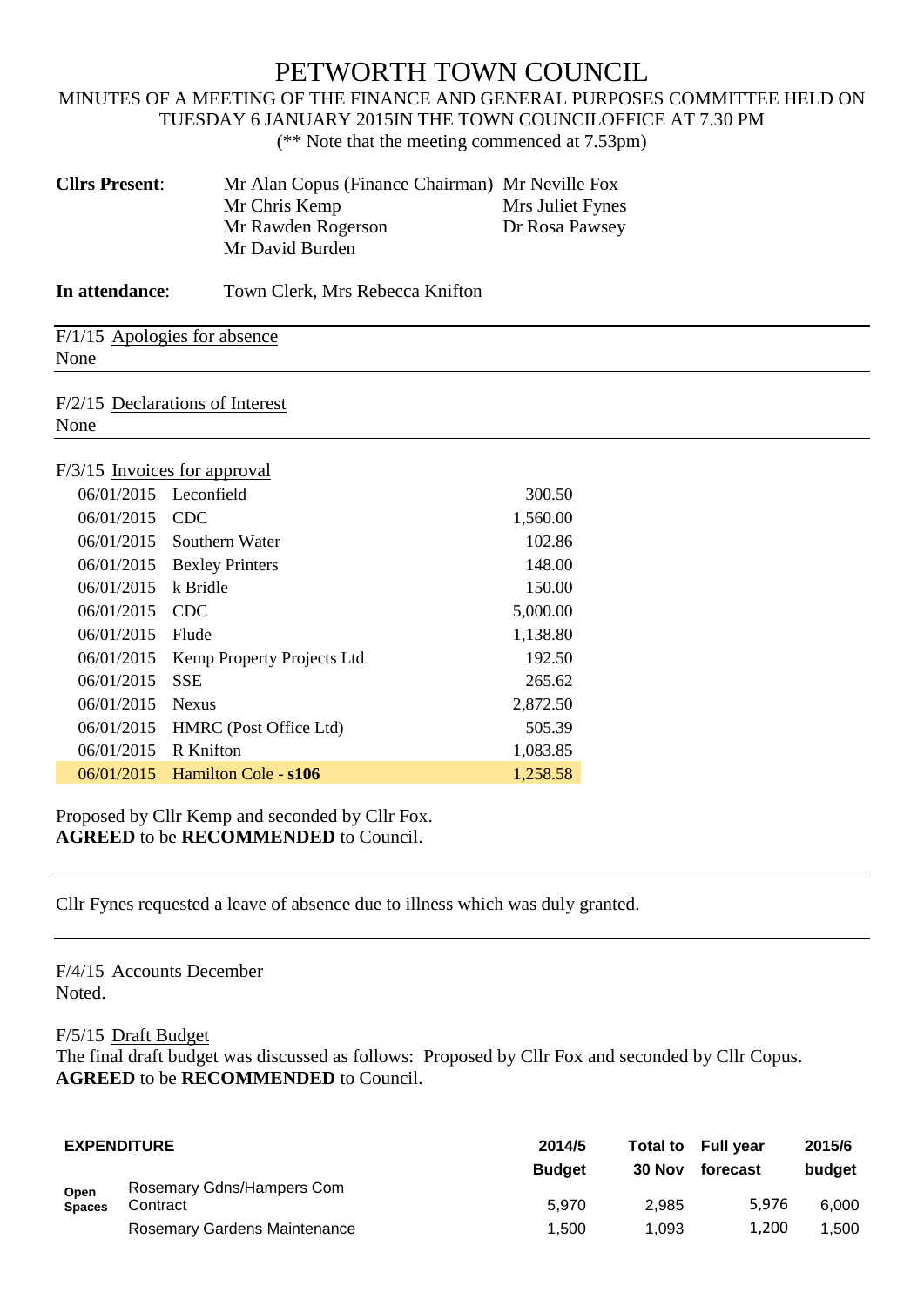# PETWORTH TOWN COUNCIL

MINUTES OF A MEETING OF THE FINANCE AND GENERAL PURPOSES COMMITTEE HELD ON TUESDAY 6 JANUARY 2015IN THE TOWN COUNCILOFFICE AT 7.30 PM

(** Note that the meeting commenced at 7.53pm)

| **Cllrs Present**: | Mr Alan Copus (Finance Chairman) | Mr Neville Fox |
|---|---|---|
| | Mr Chris Kemp | Mrs Juliet Fynes |
| | Mr Rawden Rogerson | Dr Rosa Pawsey |
| | Mr David Burden | |

**In attendance**: Town Clerk, Mrs Rebecca Knifton

F/1/15 Apologies for absence

None

F/2/15 Declarations of Interest

None

F/3/15 Invoices for approval

| | | |
|---|---|---|
| 06/01/2015 | Leconfield | 300.50 |
| 06/01/2015 | CDC | 1,560.00 |
| 06/01/2015 | Southern Water | 102.86 |
| 06/01/2015 | Bexley Printers | 148.00 |
| 06/01/2015 | k Bridle | 150.00 |
| 06/01/2015 | CDC | 5,000.00 |
| 06/01/2015 | Flude | 1,138.80 |
| 06/01/2015 | Kemp Property Projects Ltd | 192.50 |
| 06/01/2015 | SSE | 265.62 |
| 06/01/2015 | Nexus | 2,872.50 |
| 06/01/2015 | HMRC (Post Office Ltd) | 505.39 |
| 06/01/2015 | R Knifton | 1,083.85 |
| 06/01/2015 | Hamilton Cole - **s106** | 1,258.58 |

Proposed by Cllr Kemp and seconded by Cllr Fox.
**AGREED** to be **RECOMMENDED** to Council.

Cllr Fynes requested a leave of absence due to illness which was duly granted.

F/4/15 Accounts December

Noted.

F/5/15 Draft Budget

The final draft budget was discussed as follows: Proposed by Cllr Fox and seconded by Cllr Copus.
**AGREED** to be **RECOMMENDED** to Council.

| **EXPENDITURE** | | **2014/5 Budget** | **Total to 30 Nov** | **Full year forecast** | **2015/6 budget** |
|---|---|---|---|---|---|
| **Open Spaces** | Rosemary Gdns/Hampers Com Contract | 5,970 | 2,985 | 5,976 | 6,000 |
| | Rosemary Gardens Maintenance | 1,500 | 1,093 | 1,200 | 1,500 |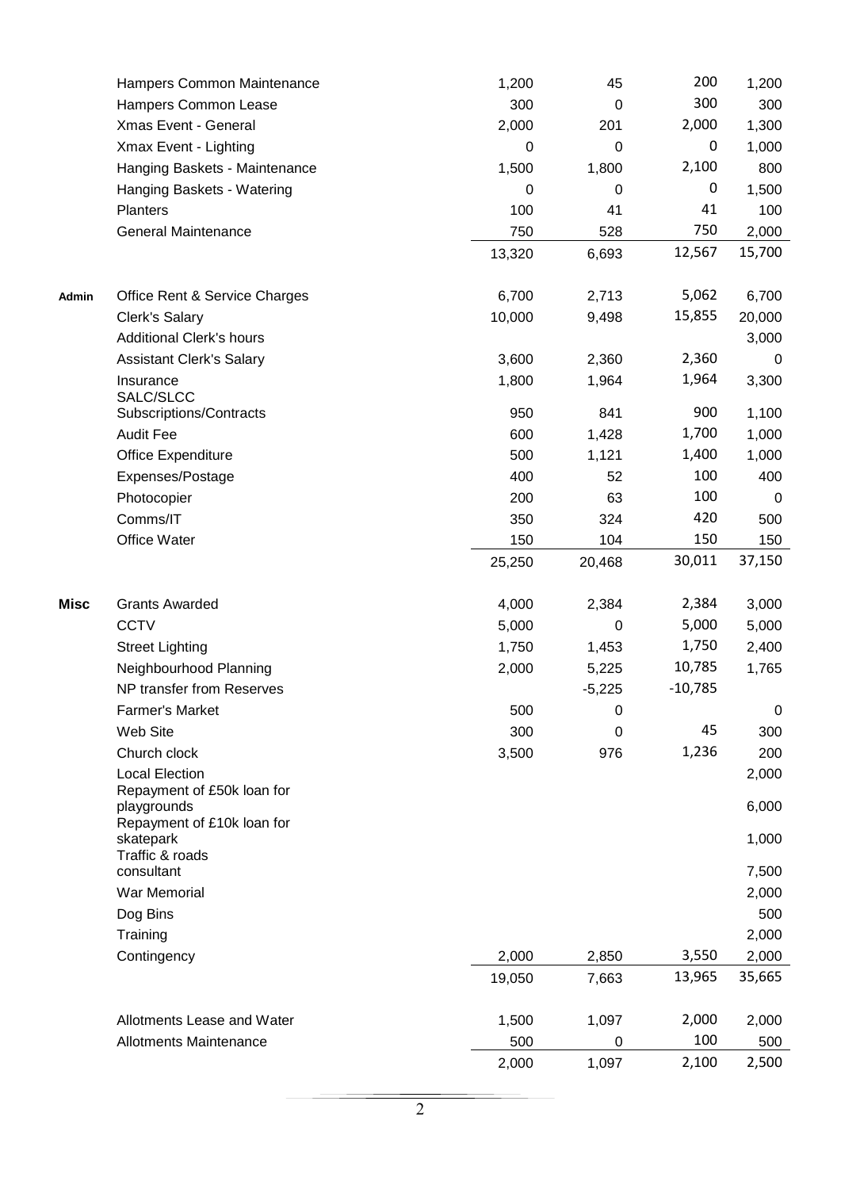| | | | | | |
|---|---|---|---|---|---|
| | Hampers Common Maintenance | 1,200 | 45 | 200 | 1,200 |
| | Hampers Common Lease | 300 | 0 | 300 | 300 |
| | Xmas Event - General | 2,000 | 201 | 2,000 | 1,300 |
| | Xmax Event - Lighting | 0 | 0 | 0 | 1,000 |
| | Hanging Baskets - Maintenance | 1,500 | 1,800 | 2,100 | 800 |
| | Hanging Baskets - Watering | 0 | 0 | 0 | 1,500 |
| | Planters | 100 | 41 | 41 | 100 |
| | General Maintenance | 750 | 528 | 750 | 2,000 |
| | | 13,320 | 6,693 | 12,567 | 15,700 |
| | | | | | |
| **Admin** | Office Rent & Service Charges | 6,700 | 2,713 | 5,062 | 6,700 |
| | Clerk's Salary | 10,000 | 9,498 | 15,855 | 20,000 |
| | Additional Clerk's hours | | | | 3,000 |
| | Assistant Clerk's Salary | 3,600 | 2,360 | 2,360 | 0 |
| | Insurance | 1,800 | 1,964 | 1,964 | 3,300 |
| | SALC/SLCC Subscriptions/Contracts | 950 | 841 | 900 | 1,100 |
| | Audit Fee | 600 | 1,428 | 1,700 | 1,000 |
| | Office Expenditure | 500 | 1,121 | 1,400 | 1,000 |
| | Expenses/Postage | 400 | 52 | 100 | 400 |
| | Photocopier | 200 | 63 | 100 | 0 |
| | Comms/IT | 350 | 324 | 420 | 500 |
| | Office Water | 150 | 104 | 150 | 150 |
| | | 25,250 | 20,468 | 30,011 | 37,150 |
| | | | | | |
| **Misc** | Grants Awarded | 4,000 | 2,384 | 2,384 | 3,000 |
| | CCTV | 5,000 | 0 | 5,000 | 5,000 |
| | Street Lighting | 1,750 | 1,453 | 1,750 | 2,400 |
| | Neighbourhood Planning | 2,000 | 5,225 | 10,785 | 1,765 |
| | NP transfer from Reserves | | -5,225 | -10,785 | |
| | Farmer's Market | 500 | 0 | | 0 |
| | Web Site | 300 | 0 | 45 | 300 |
| | Church clock | 3,500 | 976 | 1,236 | 200 |
| | Local Election | | | | 2,000 |
| | Repayment of £50k loan for playgrounds | | | | 6,000 |
| | Repayment of £10k loan for skatepark | | | | 1,000 |
| | Traffic & roads consultant | | | | 7,500 |
| | War Memorial | | | | 2,000 |
| | Dog Bins | | | | 500 |
| | Training | | | | 2,000 |
| | Contingency | 2,000 | 2,850 | 3,550 | 2,000 |
| | | 19,050 | 7,663 | 13,965 | 35,665 |
| | | | | | |
| | Allotments Lease and Water | 1,500 | 1,097 | 2,000 | 2,000 |
| | Allotments Maintenance | 500 | 0 | 100 | 500 |
| | | 2,000 | 1,097 | 2,100 | 2,500 |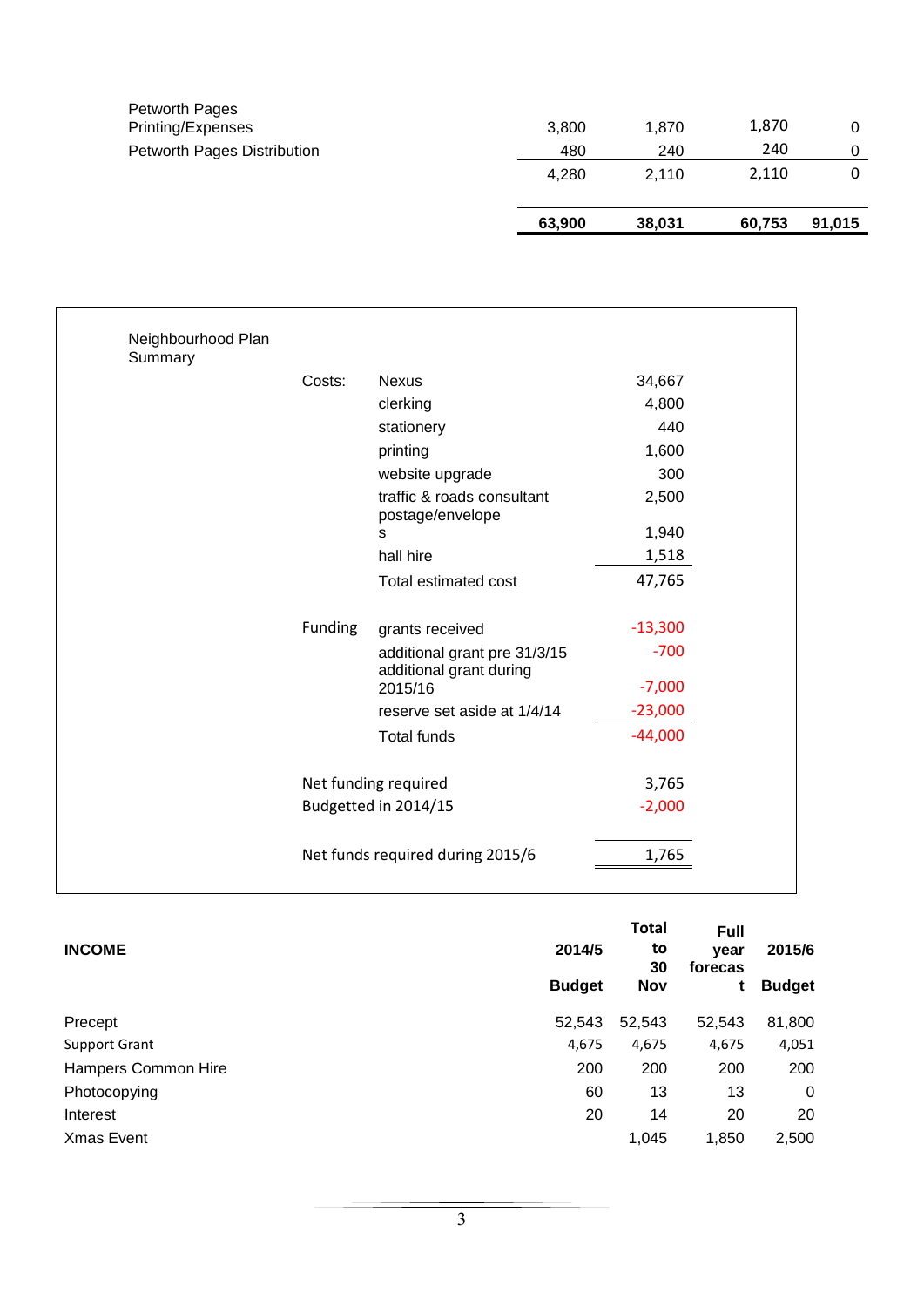| | | | | |
|---|---|---|---|---|
| Petworth Pages Printing/Expenses | 3,800 | 1,870 | 1,870 | 0 |
| Petworth Pages Distribution | 480 | 240 | 240 | 0 |
| | 4,280 | 2,110 | 2,110 | 0 |
| | **63,900** | **38,031** | **60,753** | **91,015** |

| Neighbourhood Plan Summary | | | |
|---|---|---|---|
| | Costs: | Nexus | 34,667 |
| | | clerking | 4,800 |
| | | stationery | 440 |
| | | printing | 1,600 |
| | | website upgrade | 300 |
| | | traffic & roads consultant | 2,500 |
| | | postage/envelopes | 1,940 |
| | | hall hire | 1,518 |
| | | Total estimated cost | 47,765 |
| | Funding | grants received | -13,300 |
| | | additional grant pre 31/3/15 | -700 |
| | | additional grant during 2015/16 | -7,000 |
| | | reserve set aside at 1/4/14 | -23,000 |
| | | Total funds | -44,000 |
| | Net funding required | | 3,765 |
| | Budgetted in 2014/15 | | -2,000 |
| | Net funds required during 2015/6 | | 1,765 |

| **INCOME** | **2014/5 Budget** | **Total to 30 Nov** | **Full year forecast** | **2015/6 Budget** |
|---|---|---|---|---|
| Precept | 52,543 | 52,543 | 52,543 | 81,800 |
| Support Grant | 4,675 | 4,675 | 4,675 | 4,051 |
| Hampers Common Hire | 200 | 200 | 200 | 200 |
| Photocopying | 60 | 13 | 13 | 0 |
| Interest | 20 | 14 | 20 | 20 |
| Xmas Event | | 1,045 | 1,850 | 2,500 |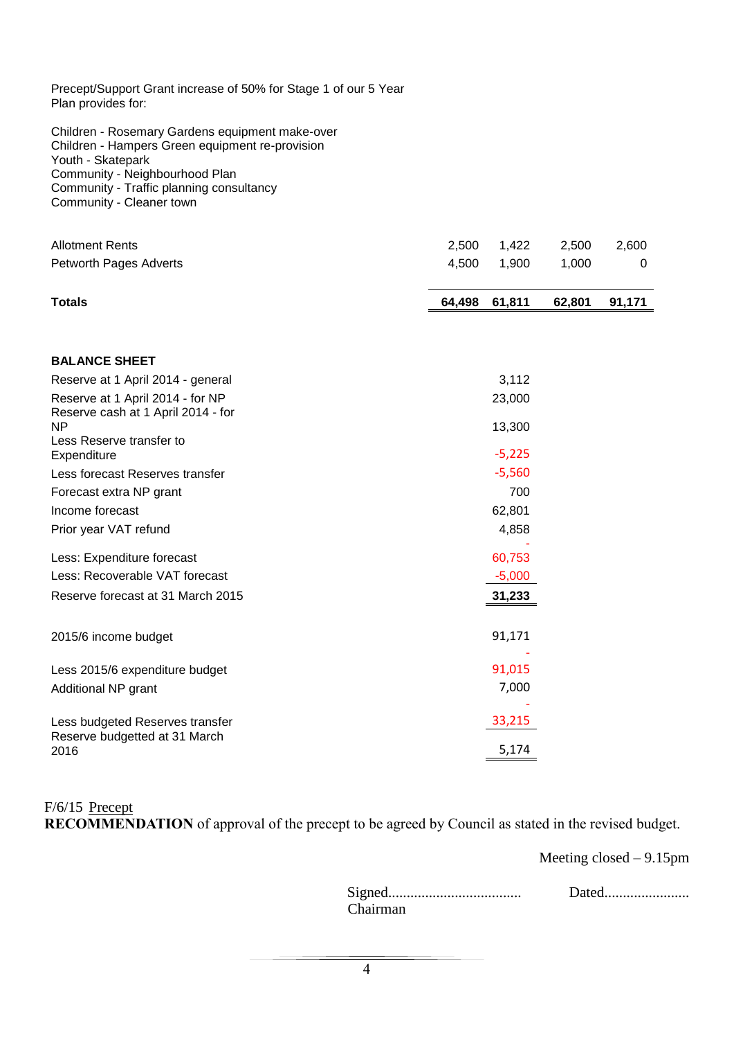Precept/Support Grant increase of 50% for Stage 1 of our 5 Year Plan provides for:

Children - Rosemary Gardens equipment make-over
Children - Hampers Green equipment re-provision
Youth - Skatepark
Community - Neighbourhood Plan
Community - Traffic planning consultancy
Community - Cleaner town

| | | | | |
|---|---|---|---|---|
| Allotment Rents | 2,500 | 1,422 | 2,500 | 2,600 |
| Petworth Pages Adverts | 4,500 | 1,900 | 1,000 | 0 |
| **Totals** | **64,498** | **61,811** | **62,801** | **91,171** |

**BALANCE SHEET**

| | |
|---|---|
| Reserve at 1 April 2014 - general | 3,112 |
| Reserve at 1 April 2014 - for NP | 23,000 |
| Reserve cash at 1 April 2014 - for NP | 13,300 |
| Less Reserve transfer to Expenditure | -5,225 |
| Less forecast Reserves transfer | -5,560 |
| Forecast extra NP grant | 700 |
| Income forecast | 62,801 |
| Prior year VAT refund | 4,858 |
| Less: Expenditure forecast | -60,753 |
| Less: Recoverable VAT forecast | -5,000 |
| Reserve forecast at 31 March 2015 | **31,233** |
| 2015/6 income budget | 91,171 |
| Less 2015/6 expenditure budget | -91,015 |
| Additional NP grant | 7,000 |
| Less budgeted Reserves transfer | -33,215 |
| Reserve budgetted at 31 March 2016 | 5,174 |

F/6/15 Precept
**RECOMMENDATION** of approval of the precept to be agreed by Council as stated in the revised budget.

Meeting closed – 9.15pm

Signed.................................... Dated.......................
Chairman